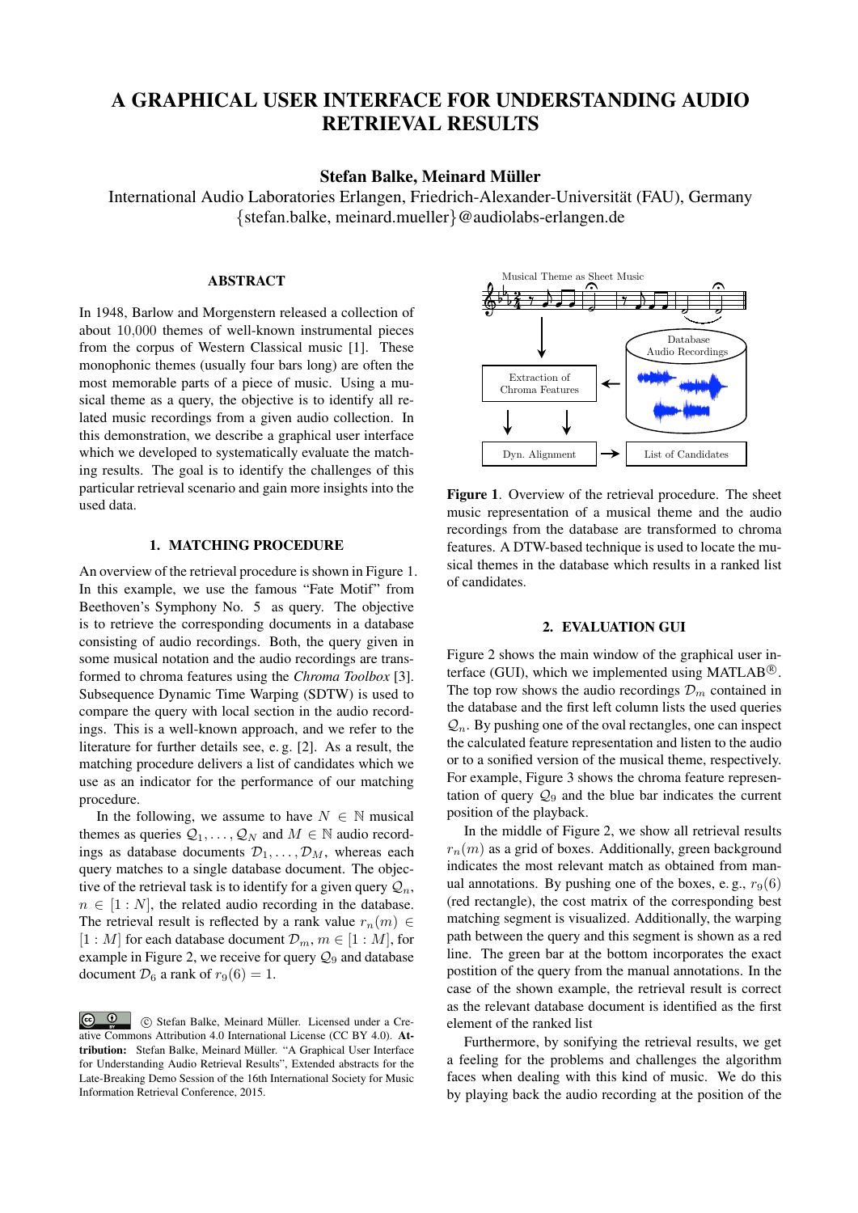# A GRAPHICAL USER INTERFACE FOR UNDERSTANDING AUDIO RETRIEVAL RESULTS

**Stefan Balke, Meinard Müller**

International Audio Laboratories Erlangen, Friedrich-Alexander-Universität (FAU), Germany

{stefan.balke, meinard.mueller}@audiolabs-erlangen.de

## ABSTRACT

In 1948, Barlow and Morgenstern released a collection of about 10,000 themes of well-known instrumental pieces from the corpus of Western Classical music [1]. These monophonic themes (usually four bars long) are often the most memorable parts of a piece of music. Using a musical theme as a query, the objective is to identify all related music recordings from a given audio collection. In this demonstration, we describe a graphical user interface which we developed to systematically evaluate the matching results. The goal is to identify the challenges of this particular retrieval scenario and gain more insights into the used data.

## 1. MATCHING PROCEDURE

An overview of the retrieval procedure is shown in Figure 1. In this example, we use the famous "Fate Motif" from Beethoven's Symphony No. 5 as query. The objective is to retrieve the corresponding documents in a database consisting of audio recordings. Both, the query given in some musical notation and the audio recordings are transformed to chroma features using the *Chroma Toolbox* [3]. Subsequence Dynamic Time Warping (SDTW) is used to compare the query with local section in the audio recordings. This is a well-known approach, and we refer to the literature for further details see, e. g. [2]. As a result, the matching procedure delivers a list of candidates which we use as an indicator for the performance of our matching procedure.

In the following, we assume to have $N \in \mathbb{N}$ musical themes as queries $\mathcal{Q}_1, \ldots, \mathcal{Q}_N$ and $M \in \mathbb{N}$ audio recordings as database documents $\mathcal{D}_1, \ldots, \mathcal{D}_M$, whereas each query matches to a single database document. The objective of the retrieval task is to identify for a given query $\mathcal{Q}_n$, $n \in [1 : N]$, the related audio recording in the database. The retrieval result is reflected by a rank value $r_n(m) \in [1 : M]$ for each database document $\mathcal{D}_m$, $m \in [1 : M]$, for example in Figure 2, we receive for query $\mathcal{Q}_9$ and database document $\mathcal{D}_6$ a rank of $r_9(6) = 1$.

Musical Theme as Sheet Music

Database Audio Recordings

Extraction of Chroma Features

Dyn. Alignment

List of Candidates

**Figure 1**. Overview of the retrieval procedure. The sheet music representation of a musical theme and the audio recordings from the database are transformed to chroma features. A DTW-based technique is used to locate the musical themes in the database which results in a ranked list of candidates.

## 2. EVALUATION GUI

Figure 2 shows the main window of the graphical user interface (GUI), which we implemented using MATLAB®. The top row shows the audio recordings $\mathcal{D}_m$ contained in the database and the first left column lists the used queries $\mathcal{Q}_n$. By pushing one of the oval rectangles, one can inspect the calculated feature representation and listen to the audio or to a sonified version of the musical theme, respectively. For example, Figure 3 shows the chroma feature representation of query $\mathcal{Q}_9$ and the blue bar indicates the current position of the playback.

In the middle of Figure 2, we show all retrieval results $r_n(m)$ as a grid of boxes. Additionally, green background indicates the most relevant match as obtained from manual annotations. By pushing one of the boxes, e. g., $r_9(6)$ (red rectangle), the cost matrix of the corresponding best matching segment is visualized. Additionally, the warping path between the query and this segment is shown as a red line. The green bar at the bottom incorporates the exact postion of the query from the manual annotations. In the case of the shown example, the retrieval result is correct as the relevant database document is identified as the first element of the ranked list

Furthermore, by sonifying the retrieval results, we get a feeling for the problems and challenges the algorithm faces when dealing with this kind of music. We do this by playing back the audio recording at the position of the

© Stefan Balke, Meinard Müller. Licensed under a Creative Commons Attribution 4.0 International License (CC BY 4.0). **Attribution:** Stefan Balke, Meinard Müller. "A Graphical User Interface for Understanding Audio Retrieval Results", Extended abstracts for the Late-Breaking Demo Session of the 16th International Society for Music Information Retrieval Conference, 2015.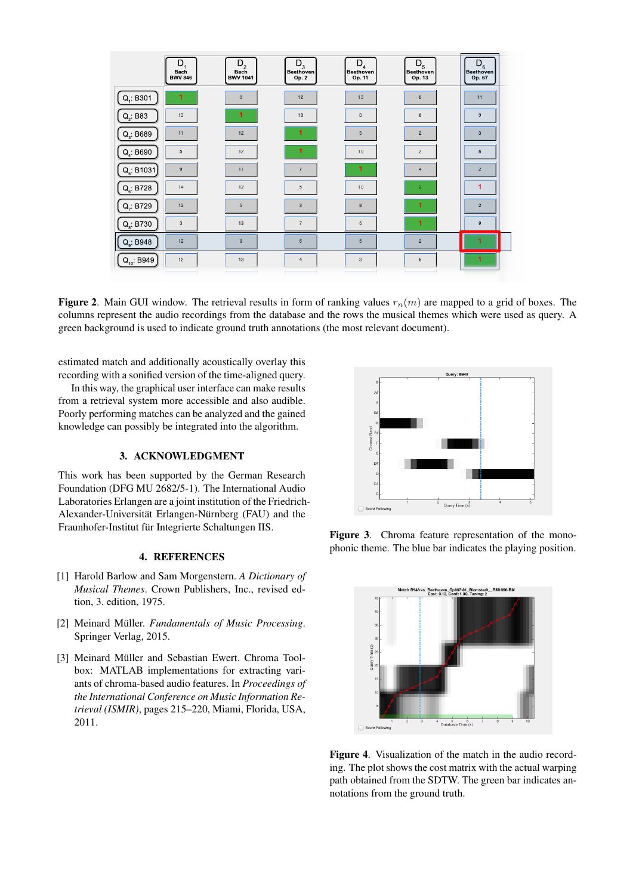D1 Bach BWV 846 | D2 Bach BWV 1041 | D3 Beethoven Op. 2 | D4 Beethoven Op. 11 | D5 Beethoven Op. 13 | D6 Beethoven Op. 67

Q1: B301 1 9 12 13 8 11
Q2: B83 13 1 10 3 8 9
Q3: B689 11 12 1 5 2 3
Q4: B690 5 12 1 10 2 8
Q5: B1031 9 11 7 1 4 2
Q6: B728 14 12 5 10 2 1
Q7: B729 12 5 3 8 1 2
Q8: B730 3 13 7 5 1 9
Q9: B948 12 9 5 5 2 1
Q10: B949 12 13 4 3 6 1

**Figure 2**. Main GUI window. The retrieval results in form of ranking values $r_n(m)$ are mapped to a grid of boxes. The columns represent the audio recordings from the database and the rows the musical themes which were used as query. A green background is used to indicate ground truth annotations (the most relevant document).

estimated match and additionally acoustically overlay this recording with a sonified version of the time-aligned query.

In this way, the graphical user interface can make results from a retrieval system more accessible and also audible. Poorly performing matches can be analyzed and the gained knowledge can possibly be integrated into the algorithm.

## 3. ACKNOWLEDGMENT

This work has been supported by the German Research Foundation (DFG MU 2682/5-1). The International Audio Laboratories Erlangen are a joint institution of the Friedrich-Alexander-Universität Erlangen-Nürnberg (FAU) and the Fraunhofer-Institut für Integrierte Schaltungen IIS.

## 4. REFERENCES

[1] Harold Barlow and Sam Morgenstern. *A Dictionary of Musical Themes*. Crown Publishers, Inc., revised edition, 3. edition, 1975.

[2] Meinard Müller. *Fundamentals of Music Processing*. Springer Verlag, 2015.

[3] Meinard Müller and Sebastian Ewert. Chroma Toolbox: MATLAB implementations for extracting variants of chroma-based audio features. In *Proceedings of the International Conference on Music Information Retrieval (ISMIR)*, pages 215–220, Miami, Florida, USA, 2011.

Query: B948
Chroma Band
B A# A G# G F# F E D# D C# C
Query Time (s)
1 2 3 4 5
Score Following

**Figure 3**. Chroma feature representation of the monophonic theme. The blue bar indicates the playing position.

Match B948 vs. Beethoven_Op067-01_Blomstedt__BM1066-BM
Cost: 0.12, Conf: 1.00, Tuning: 2
Query Time (s)
5 10 15 20 25 30 35 40 45
Database Time (s)
1 2 3 4 5 6 7 8 9 10
Score Following

**Figure 4**. Visualization of the match in the audio recording. The plot shows the cost matrix with the actual warping path obtained from the SDTW. The green bar indicates annotations from the ground truth.